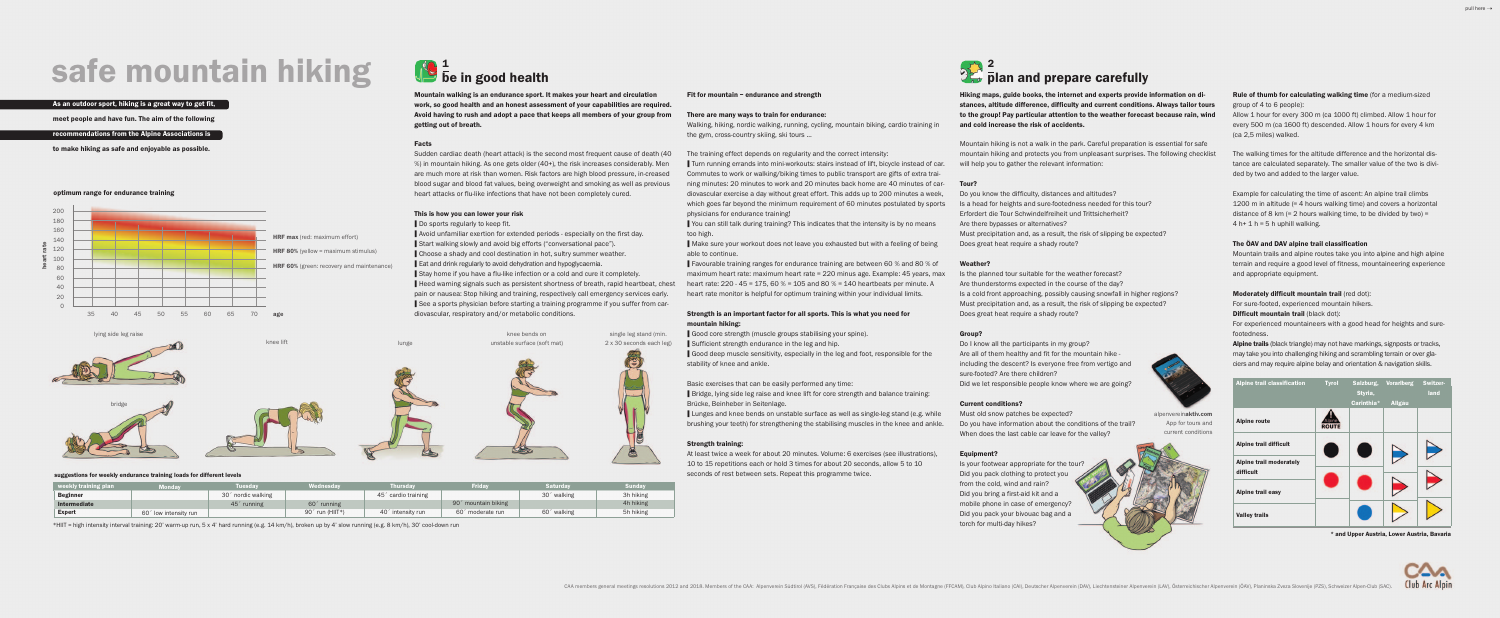# safe mountain hiking

**As an outdoor sport, hiking is a great way to get fit, meet people and have fun. The aim of the following recommendations from the Alpine Associations is to make hiking as safe and enjoyable as possible.**

### optimum range for endurance training

HRF max (red: maximum effort)

HRF 80% (yellow = maximum stimulus)

HRF 60% (green: recovery and maintenance)

heart rate / age

lying side leg raise · knee lift · bridge · lunge · knee bends on unstable surface (soft mat) · single leg stand (min. 2 x 30 seconds each leg)

### suggestions for weekly endurance training loads for different levels

| weekly training plan | Monday | Tuesday | Wednesday | Thursday | Friday | Saturday | Sunday |
|---|---|---|---|---|---|---|---|
| Beginner | | 30´ nordic walking | | 45´ cardio training | | 30´ walking | 3h hiking |
| Intermediate | | 45´ running | 60´ running | | 90´ mountain biking | | 4h hiking |
| Expert | 60´ low intensity run | | 90´ run (HIIT*) | 40´ intensity run | 60´ moderate run | 60´ walking | 5h hiking |

*HIIT = high intensity interval training: 20´ warm-up run, 5 x 4´ hard running (e.g. 14 km/h), broken up by 4´ slow running (e.g. 8 km/h), 30´ cool-down run

## 1 be in good health

**Mountain walking is an endurance sport. It makes your heart and circulation work, so good health and an honest assessment of your capabilities are required. Avoid having to rush and adopt a pace that keeps all members of your group from getting out of breath.**

### Facts

Sudden cardiac death (heart attack) is the second most frequent cause of death (40 %) in mountain hiking. As one gets older (40+), the risk increases considerably. Men are much more at risk than women. Risk factors are high blood pressure, in-creased blood sugar and blood fat values, being overweight and smoking as well as previous heart attacks or flu-like infections that have not been completely cured.

### This is how you can lower your risk

- Do sports regularly to keep fit.
- Avoid unfamiliar exertion for extended periods - especially on the first day.
- Start walking slowly and avoid big efforts ("conversational pace").
- Choose a shady and cool destination in hot, sultry summer weather.
- Eat and drink regularly to avoid dehydration and hypoglycaemia.
- Stay home if you have a flu-like infection or a cold and cure it completely.
- Heed warning signals such as persistent shortness of breath, rapid heartbeat, chest pain or nausea: Stop hiking and training, respectively call emergency services early.
- See a sports physician before starting a training programme if you suffer from cardiovascular, respiratory and/or metabolic conditions.

### Fit for mountain – endurance and strength

**There are many ways to train for endurance:**

Walking, hiking, nordic walking, running, cycling, mountain biking, cardio training in the gym, cross-country skiing, ski tours ...

The training effect depends on regularity and the correct intensity:

- Turn running errands into mini-workouts: stairs instead of lift, bicycle instead of car. Commutes to work or walking/biking times to public transport are gifts of extra training minutes: 20 minutes to work and 20 minutes back home are 40 minutes of cardiovascular exercise a day without great effort. This adds up to 200 minutes a week, which goes far beyond the minimum requirement of 60 minutes postulated by sports physicians for endurance training!
- You can still talk during training? This indicates that the intensity is by no means too high.
- Make sure your workout does not leave you exhausted but with a feeling of being able to continue.
- Favourable training ranges for endurance training are between 60 % and 80 % of maximum heart rate: maximum heart rate = 220 minus age. Example: 45 years, max heart rate: 220 - 45 = 175, 60 % = 105 and 80 % = 140 heartbeats per minute. A heart rate monitor is helpful for optimum training within your individual limits.

### Strength is an important factor for all sports. This is what you need for mountain hiking:

- Good core strength (muscle groups stabilising your spine).
- Sufficient strength endurance in the leg and hip.
- Good deep muscle sensitivity, especially in the leg and foot, responsible for the stability of knee and ankle.

Basic exercises that can be easily performed any time:

- Bridge, lying side leg raise and knee lift for core strength and balance training: Brücke, Beinheber in Seitenlage.
- Lunges and knee bends on unstable surface as well as single-leg stand (e.g. while brushing your teeth) for strengthening the stabilising muscles in the knee and ankle.

### Strength training:

At least twice a week for about 20 minutes. Volume: 6 exercises (see illustrations), 10 to 15 repetitions each or hold 3 times for about 20 seconds, allow 5 to 10 seconds of rest between sets. Repeat this programme twice.

## 2 plan and prepare carefully

**Hiking maps, guide books, the internet and experts provide information on distances, altitude difference, difficulty and current conditions. Always tailor tours to the group! Pay particular attention to the weather forecast because rain, wind and cold increase the risk of accidents.**

Mountain hiking is not a walk in the park. Careful preparation is essential for safe mountain hiking and protects you from unpleasant surprises. The following checklist will help you to gather the relevant information:

### Tour?

Do you know the difficulty, distances and altitudes?
Is a head for heights and sure-footedness needed for this tour?
Erfordert die Tour Schwindelfreiheit und Trittsicherheit?
Are there bypasses or alternatives?
Must precipitation and, as a result, the risk of slipping be expected?
Does great heat require a shady route?

### Weather?

Is the planned tour suitable for the weather forecast?
Are thunderstorms expected in the course of the day?
Is a cold front approaching, possibly causing snowfall in higher regions?
Must precipitation and, as a result, the risk of slipping be expected?
Does great heat require a shady route?

### Group?

Do I know all the participants in my group?
Are all of them healthy and fit for the mountain hike - including the descent? Is everyone free from vertigo and sure-footed? Are there children?
Did we let responsible people know where we are going?

### Current conditions?

Must old snow patches be expected?
Do you have information about the conditions of the trail?
When does the last cable car leave for the valley?

alpenvereinaktiv.com
App for tours and current conditions

### Equipment?

Is your footwear appropriate for the tour?
Did you pack clothing to protect you from the cold, wind and rain?
Did you bring a first-aid kit and a mobile phone in case of emergency?
Did you pack your bivouac bag and a torch for multi-day hikes?

### Rule of thumb for calculating walking time (for a medium-sized group of 4 to 6 people):

Allow 1 hour for every 300 m (ca 1000 ft) climbed. Allow 1 hour for every 500 m (ca 1600 ft) descended. Allow 1 hours for every 4 km (ca 2,5 miles) walked.

The walking times for the altitude difference and the horizontal distance are calculated separately. The smaller value of the two is divided by two and added to the larger value.

Example for calculating the time of ascent: An alpine trail climbs 1200 m in altitude (= 4 hours walking time) and covers a horizontal distance of 8 km (= 2 hours walking time, to be divided by two) = 4 h + 1 h = 5 h uphill walking.

### The ÖAV and DAV alpine trail classification

Mountain trails and alpine routes take you into alpine and high alpine terrain and require a good level of fitness, mountaineering experience and appropriate equipment.

**Moderately difficult mountain trail** (red dot):
For sure-footed, experienced mountain hikers.
**Difficult mountain trail** (black dot):
For experienced mountaineers with a good head for heights and sure-footedness.
**Alpine trails** (black triangle) may not have markings, signposts or tracks, may take you into challenging hiking and scrambling terrain or over glaciers and may require alpine belay and orientation & navigation skills.

| Alpine trail classification | Tyrol | Salzburg, Styria, Carinthia* | Vorarlberg Allgäu | Switzerland |
|---|---|---|---|---|
| Alpine route | ROUTE (black triangle) | | | |
| Alpine trail difficult | black dot | black dot | blue flag | blue/white flag |
| Alpine trail moderately difficult | | | | |
| Alpine trail easy | red dot | red dot | red flag | red/white flag |
| Valley trails | | blue dot | white flag | yellow flag |

* and Upper Austria, Lower Austria, Bavaria

CAA members general meetings resolutions 2012 and 2018. Members of the CAA: Alpenverein Südtirol (AVS), Fédération Française des Clubs Alpins et de Montagne (FFCAM), Club Alpino Italiano (CAI), Deutscher Alpenverein (DAV), Liechtensteiner Alpenverein (LAV), Österreichischer Alpenverein (ÖAV), Planinska Zveza Slovenije (PZS), Schweizer Alpen-Club (SAC).

Club Arc Alpin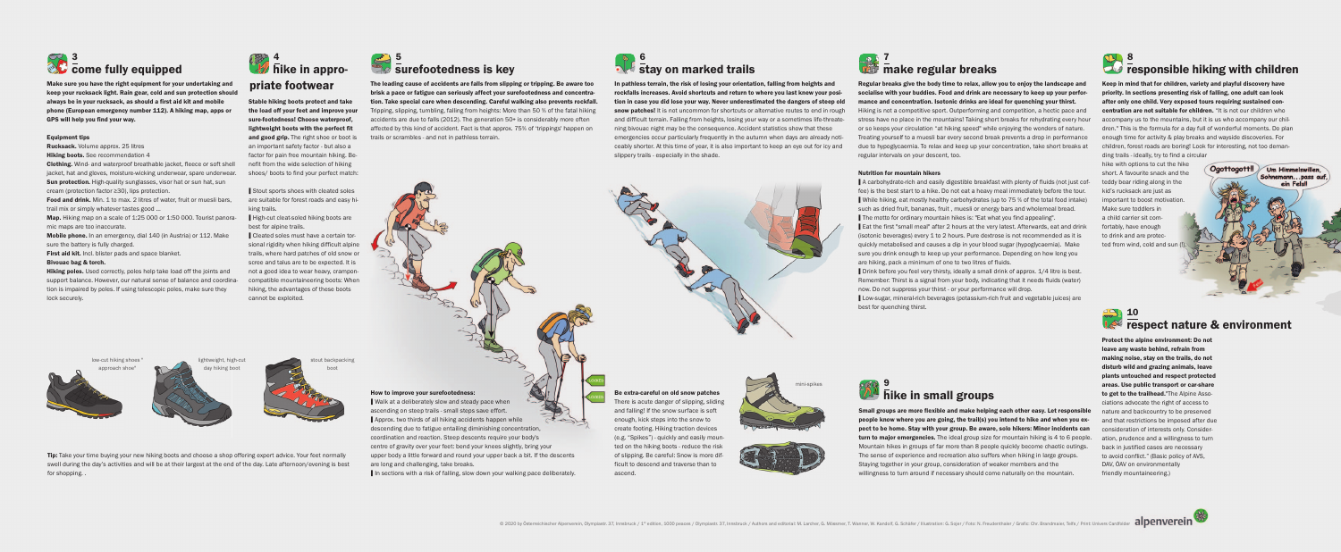## 3 come fully equipped

**Make sure you have the right equipment for your undertaking and keep your rucksack light. Rain gear, cold and sun protection should always be in your rucksack, as should a first aid kit and mobile phone (European emergency number 112). A hiking map, apps or GPS will help you find your way.**

### Equipment tips

**Rucksack.** Volume approx. 25 litres

**Hiking boots.** See recommendation 4

**Clothing.** Wind- and waterproof breathable jacket, fleece or soft shell jacket, hat and gloves, moisture-wicking underwear, spare underwear.

**Sun protection.** High-quality sunglasses, visor hat or sun hat, sun cream (protection factor ≥30), lips protection.

**Food and drink.** Min. 1 to max. 2 litres of water, fruit or muesli bars, trail mix or simply whatever tastes good ...

**Map.** Hiking map on a scale of 1:25 000 or 1:50 000. Tourist panoramic maps are too inaccurate.

**Mobile phone.** In an emergency, dial 140 (in Austria) or 112. Make sure the battery is fully charged.

**First aid kit.** Incl. blister pads and space blanket.

**Bivouac bag & torch.**

**Hiking poles.** Used correctly, poles help take load off the joints and support balance. However, our natural sense of balance and coordination is impaired by poles. If using telescopic poles, make sure they lock securely.

## 4 hike in appropriate footwear

**Stable hiking boots protect and take the load off your feet and improve your sure-footedness! Choose waterproof, lightweight boots with the perfect fit and good grip.** The right shoe or boot is an important safety factor - but also a factor for pain free mountain hiking. Benefit from the wide selection of hiking shoes/ boots to find your perfect match:

- Stout sports shoes with cleated soles are suitable for forest roads and easy hiking trails.
- High-cut cleat-soled hiking boots are best for alpine trails.
- Cleated soles must have a certain torsional rigidity when hiking difficult alpine trails, where hard patches of old snow or scree and talus are to be expected. It is not a good idea to wear heavy, crampon-compatible mountaineering boots: When hiking, the advantages of these boots cannot be exploited.

low-cut hiking shoes "approach shoe"

lightweight, high-cut day hiking boot

stout backpacking boot

**Tip:** Take your time buying your new hiking boots and choose a shop offering expert advice. Your feet normally swell during the day's activities and will be at their largest at the end of the day. Late afternoon/evening is best for shopping. .

## 5 surefootedness is key

**The leading cause of accidents are falls from slipping or tripping. Be aware too brisk a pace or fatigue can seriously affect your surefootedness and concentration. Take special care when descending. Careful walking also prevents rockfall.** Tripping, slipping, tumbling, falling from heights: More than 50 % of the fatal hiking accidents are due to falls (2012). The generation 50+ is considerably more often affected by this kind of accident. Fact is that approx. 75% of "trippings' happen on trails or scrambles - and not in pathless terrain.

### How to improve your surefootedness:

- Walk at a deliberately slow and steady pace when ascending on steep trails - small steps save effort.
- Approx. two thirds of all hiking accidents happen while descending due to fatigue entailing diminishing concentration, coordination and reaction. Steep descents require your body's centre of gravity over your feet: bend your knees slightly, bring your upper body a little forward and round your upper back a bit. If the descents are long and challenging, take breaks.
- In sections with a risk of falling, slow down your walking pace deliberately.

## 6 stay on marked trails

**In pathless terrain, the risk of losing your orientation, falling from heights and rockfalls increases. Avoid shortcuts and return to where you last knew your position in case you did lose your way. Never underestimated the dangers of steep old snow patches!** It is not uncommon for shortcuts or alternative routes to end in rough and difficult terrain. Falling from heights, losing your way or a sometimes life-threatening bivouac night may be the consequence. Accident statistics show that these emergencies occur particularly frequently in the autumn when days are already noticeably shorter. At this time of year, it is also important to keep an eye out for icy and slippery trails - especially in the shade.

**Be extra-careful on old snow patches**

There is acute danger of slipping, sliding and falling! If the snow surface is soft enough, kick steps into the snow to create footing. Hiking traction devices (e.g. "Spikes") - quickly and easily mounted on the hiking boots - reduce the risk of slipping. Be careful: Snow is more difficult to descend and traverse than to ascend.

mini-spikes

## 7 make regular breaks

**Regular breaks give the body time to relax, allow you to enjoy the landscape and socialise with your buddies. Food and drink are necessary to keep up your performance and concentration. Isotonic drinks are ideal for quenching your thirst.** Hiking is not a competitive sport. Outperforming and competition, a hectic pace and stress have no place in the mountains! Taking short breaks for rehydrating every hour or so keeps your circulation "at hiking speed" while enjoying the wonders of nature. Treating yourself to a muesli bar every second break prevents a drop in performance due to hypoglycaemia. To relax and keep up your concentration, take short breaks at regular intervals on your descent, too.

### Nutrition for mountain hikers

- A carbohydrate-rich and easily digestible breakfast with plenty of fluids (not just coffee) is the best start to a hike. Do not eat a heavy meal immediately before the tour.
- While hiking, eat mostly healthy carbohydrates (up to 75 % of the total food intake) such as dried fruit, bananas, fruit , muesli or energy bars and wholemeal bread.
- The motto for ordinary mountain hikes is: "Eat what you find appealing".
- Eat the first "small meal" after 2 hours at the very latest. Afterwards, eat and drink (isotonic beverages) every 1 to 2 hours. Pure dextrose is not recommended as it is quickly metabolised and causes a dip in your blood sugar (hypoglycaemia). Make sure you drink enough to keep up your performance. Depending on how long you are hiking, pack a minimum of one to two litres of fluids.
- Drink before you feel very thirsty, ideally a small drink of approx. 1/4 litre is best. Remember: Thirst is a signal from your body, indicating that it needs fluids (water) now. Do not suppress your thirst - or your performance will drop.
- Low-sugar, mineral-rich beverages (potassium-rich fruit and vegetable juices) are best for quenching thirst.

## 9 hike in small groups

**Small groups are more flexible and make helping each other easy. Let responsible people know where you are going, the trail(s) you intend to hike and when you expect to be home. Stay with your group. Be aware, solo hikers: Minor incidents can turn to major emergencies.** The ideal group size for mountain hiking is 4 to 6 people. Mountain hikes in groups of far more than 8 people quickly become chaotic outings. The sense of experience and recreation also suffers when hiking in large groups. Staying together in your group, consideration of weaker members and the willingness to turn around if necessary should come naturally on the mountain.

## 8 responsible hiking with children

**Keep in mind that for children, variety and playful discovery have priority. In sections presenting risk of falling, one adult can look after only one child. Very exposed tours requiring sustained concentration are not suitable for children.** "It is not our children who accompany us to the mountains, but it is us who accompany our children." This is the formula for a day full of wonderful moments. Do plan enough time for activity & play breaks and wayside discoveries. For children, forest roads are boring! Look for interesting, not too demanding trails - ideally, try to find a circular hike with options to cut the hike short. A favourite snack and the teddy bear riding along in the kid's rucksack are just as important to boost motivation. Make sure toddlers in a child carrier sit comfortably, have enough to drink and are protected from wind, cold and sun (!).

## 10 respect nature & environment

**Protect the alpine environment: Do not leave any waste behind, refrain from making noise, stay on the trails, do not disturb wild and grazing animals, leave plants untouched and respect protected areas. Use public transport or car-share to get to the trailhead.** "The Alpine Associations advocate the right of access to nature and backcountry to be preserved and that restrictions be imposed after due consideration of interests only. Consideration, prudence and a willingness to turn back in justified cases are necessary to avoid conflict." (Basic policy of AVS, DAV, ÖAV on environmentally friendly mountaineering.)

© 2020 by Österreichischer Alpenverein, Olympiastr. 37, Innsbruck / 1st edition, 3000 pieces / Olympiastr. 37, Innsbruck / Authors and editorial: M. Larcher, G. Mössmer, T. Wenner, W. Kandolf, G. Schäfer / Illustration: G. Sojer / Foto: N. Freudenthaler / Grafik: Chr. Brandmaier, Tofte / Print: Univers Cardinaler